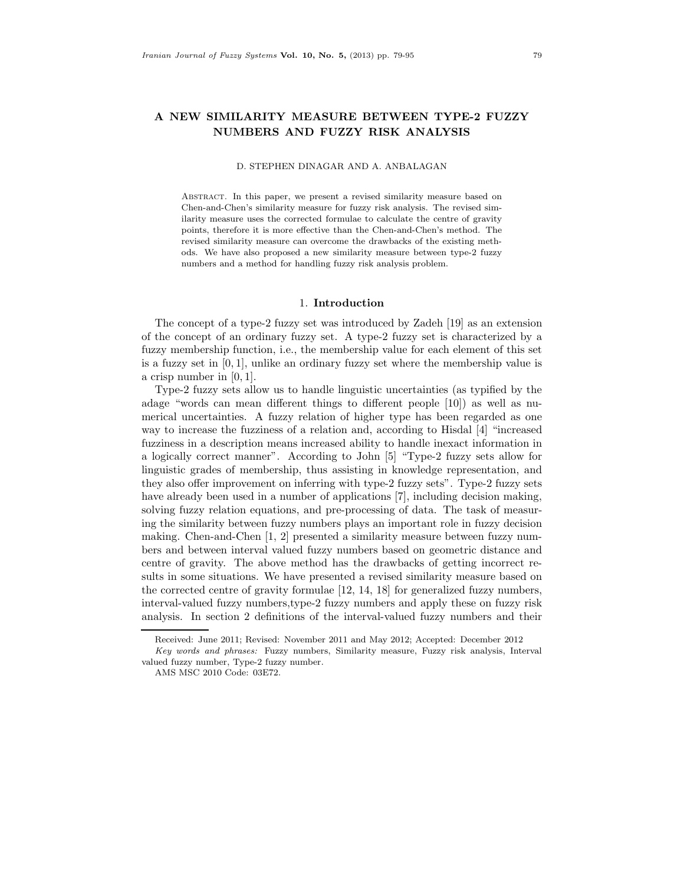# A NEW SIMILARITY MEASURE BETWEEN TYPE-2 FUZZY NUMBERS AND FUZZY RISK ANALYSIS

D. STEPHEN DINAGAR AND A. ANBALAGAN

Abstract. In this paper, we present a revised similarity measure based on Chen-and-Chen's similarity measure for fuzzy risk analysis. The revised similarity measure uses the corrected formulae to calculate the centre of gravity points, therefore it is more effective than the Chen-and-Chen's method. The revised similarity measure can overcome the drawbacks of the existing methods. We have also proposed a new similarity measure between type-2 fuzzy numbers and a method for handling fuzzy risk analysis problem.

## 1. Introduction

The concept of a type-2 fuzzy set was introduced by Zadeh [19] as an extension of the concept of an ordinary fuzzy set. A type-2 fuzzy set is characterized by a fuzzy membership function, i.e., the membership value for each element of this set is a fuzzy set in $[0, 1]$, unlike an ordinary fuzzy set where the membership value is a crisp number in $[0, 1]$.

Type-2 fuzzy sets allow us to handle linguistic uncertainties (as typified by the adage "words can mean different things to different people [10]) as well as numerical uncertainties. A fuzzy relation of higher type has been regarded as one way to increase the fuzziness of a relation and, according to Hisdal [4] "increased fuzziness in a description means increased ability to handle inexact information in a logically correct manner". According to John [5] "Type-2 fuzzy sets allow for linguistic grades of membership, thus assisting in knowledge representation, and they also offer improvement on inferring with type-2 fuzzy sets". Type-2 fuzzy sets have already been used in a number of applications [7], including decision making, solving fuzzy relation equations, and pre-processing of data. The task of measuring the similarity between fuzzy numbers plays an important role in fuzzy decision making. Chen-and-Chen [1, 2] presented a similarity measure between fuzzy numbers and between interval valued fuzzy numbers based on geometric distance and centre of gravity. The above method has the drawbacks of getting incorrect results in some situations. We have presented a revised similarity measure based on the corrected centre of gravity formulae [12, 14, 18] for generalized fuzzy numbers, interval-valued fuzzy numbers,type-2 fuzzy numbers and apply these on fuzzy risk analysis. In section 2 definitions of the interval-valued fuzzy numbers and their

Received: June 2011; Revised: November 2011 and May 2012; Accepted: December 2012

*Key words and phrases:* Fuzzy numbers, Similarity measure, Fuzzy risk analysis, Interval valued fuzzy number, Type-2 fuzzy number.

AMS MSC 2010 Code: 03E72.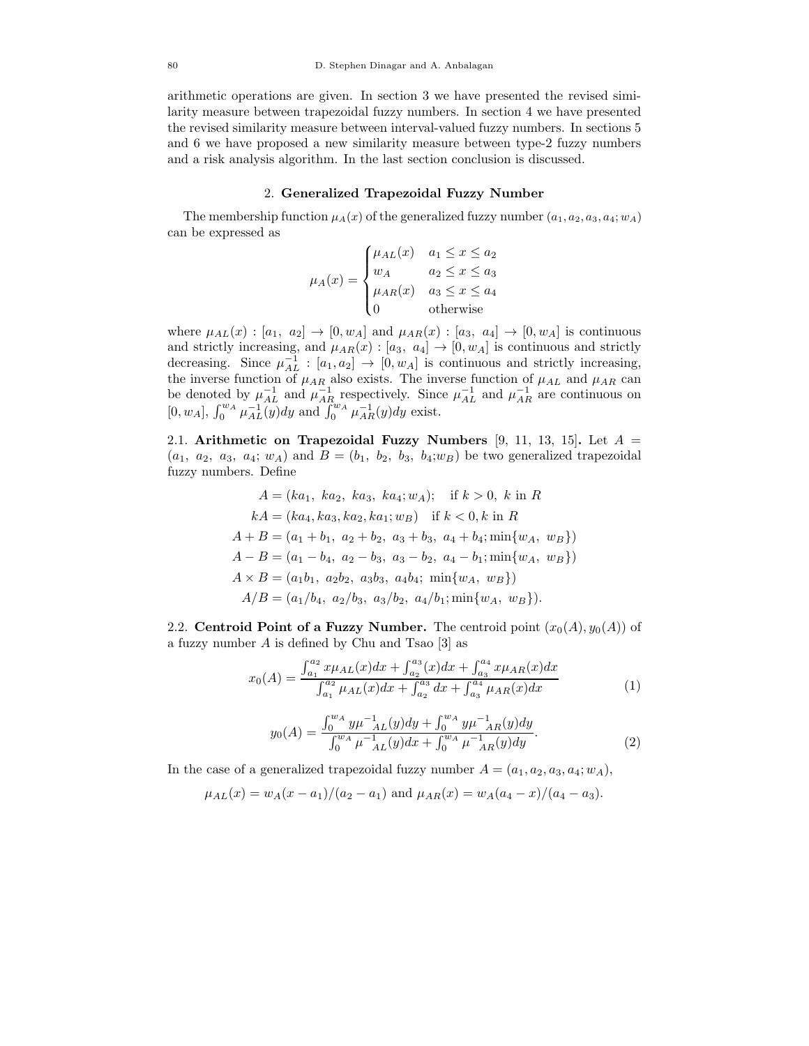arithmetic operations are given. In section 3 we have presented the revised similarity measure between trapezoidal fuzzy numbers. In section 4 we have presented the revised similarity measure between interval-valued fuzzy numbers. In sections 5 and 6 we have proposed a new similarity measure between type-2 fuzzy numbers and a risk analysis algorithm. In the last section conclusion is discussed.

## 2. Generalized Trapezoidal Fuzzy Number

The membership function $\mu_A(x)$ of the generalized fuzzy number $(a_1, a_2, a_3, a_4; w_A)$ can be expressed as

$$\mu_A(x) = \begin{cases} \mu_{AL}(x) & a_1 \leq x \leq a_2 \\ w_A & a_2 \leq x \leq a_3 \\ \mu_{AR}(x) & a_3 \leq x \leq a_4 \\ 0 & \text{otherwise} \end{cases}$$

where $\mu_{AL}(x) : [a_1,\ a_2] \to [0, w_A]$ and $\mu_{AR}(x) : [a_3,\ a_4] \to [0, w_A]$ is continuous and strictly increasing, and $\mu_{AR}(x) : [a_3,\ a_4] \to [0, w_A]$ is continuous and strictly decreasing. Since $\mu_{AL}^{-1} : [a_1, a_2] \to [0, w_A]$ is continuous and strictly increasing, the inverse function of $\mu_{AR}$ also exists. The inverse function of $\mu_{AL}$ and $\mu_{AR}$ can be denoted by $\mu_{AL}^{-1}$ and $\mu_{AR}^{-1}$ respectively. Since $\mu_{AL}^{-1}$ and $\mu_{AR}^{-1}$ are continuous on $[0, w_A]$, $\int_0^{w_A} \mu_{AL}^{-1}(y)dy$ and $\int_0^{w_A} \mu_{AR}^{-1}(y)dy$ exist.

**2.1. Arithmetic on Trapezoidal Fuzzy Numbers** [9, 11, 13, 15]**.** Let $A = (a_1,\ a_2,\ a_3,\ a_4;\ w_A)$ and $B = (b_1,\ b_2,\ b_3,\ b_4; w_B)$ be two generalized trapezoidal fuzzy numbers. Define

$$\begin{aligned}
A &= (ka_1,\ ka_2,\ ka_3,\ ka_4; w_A); \quad \text{if } k > 0,\ k \text{ in } R \\
kA &= (ka_4, ka_3, ka_2, ka_1; w_B) \quad \text{if } k < 0, k \text{ in } R \\
A + B &= (a_1 + b_1,\ a_2 + b_2,\ a_3 + b_3,\ a_4 + b_4; \min\{w_A,\ w_B\}) \\
A - B &= (a_1 - b_4,\ a_2 - b_3,\ a_3 - b_2,\ a_4 - b_1; \min\{w_A,\ w_B\}) \\
A \times B &= (a_1 b_1,\ a_2 b_2,\ a_3 b_3,\ a_4 b_4;\ \min\{w_A,\ w_B\}) \\
A/B &= (a_1/b_4,\ a_2/b_3,\ a_3/b_2,\ a_4/b_1; \min\{w_A,\ w_B\}).
\end{aligned}$$

**2.2. Centroid Point of a Fuzzy Number.** The centroid point $(x_0(A), y_0(A))$ of a fuzzy number $A$ is defined by Chu and Tsao [3] as

$$x_0(A) = \frac{\int_{a_1}^{a_2} x\mu_{AL}(x)dx + \int_{a_2}^{a_3}(x)dx + \int_{a_3}^{a_4} x\mu_{AR}(x)dx}{\int_{a_1}^{a_2} \mu_{AL}(x)dx + \int_{a_2}^{a_3} dx + \int_{a_3}^{a_4} \mu_{AR}(x)dx} \tag{1}$$

$$y_0(A) = \frac{\int_0^{w_A} y{\mu^{-1}}_{AL}(y)dy + \int_0^{w_A} y{\mu^{-1}}_{AR}(y)dy}{\int_0^{w_A} {\mu^{-1}}_{AL}(y)dx + \int_0^{w_A} {\mu^{-1}}_{AR}(y)dy}. \tag{2}$$

In the case of a generalized trapezoidal fuzzy number $A = (a_1, a_2, a_3, a_4; w_A)$,

$$\mu_{AL}(x) = w_A(x - a_1)/(a_2 - a_1) \text{ and } \mu_{AR}(x) = w_A(a_4 - x)/(a_4 - a_3).$$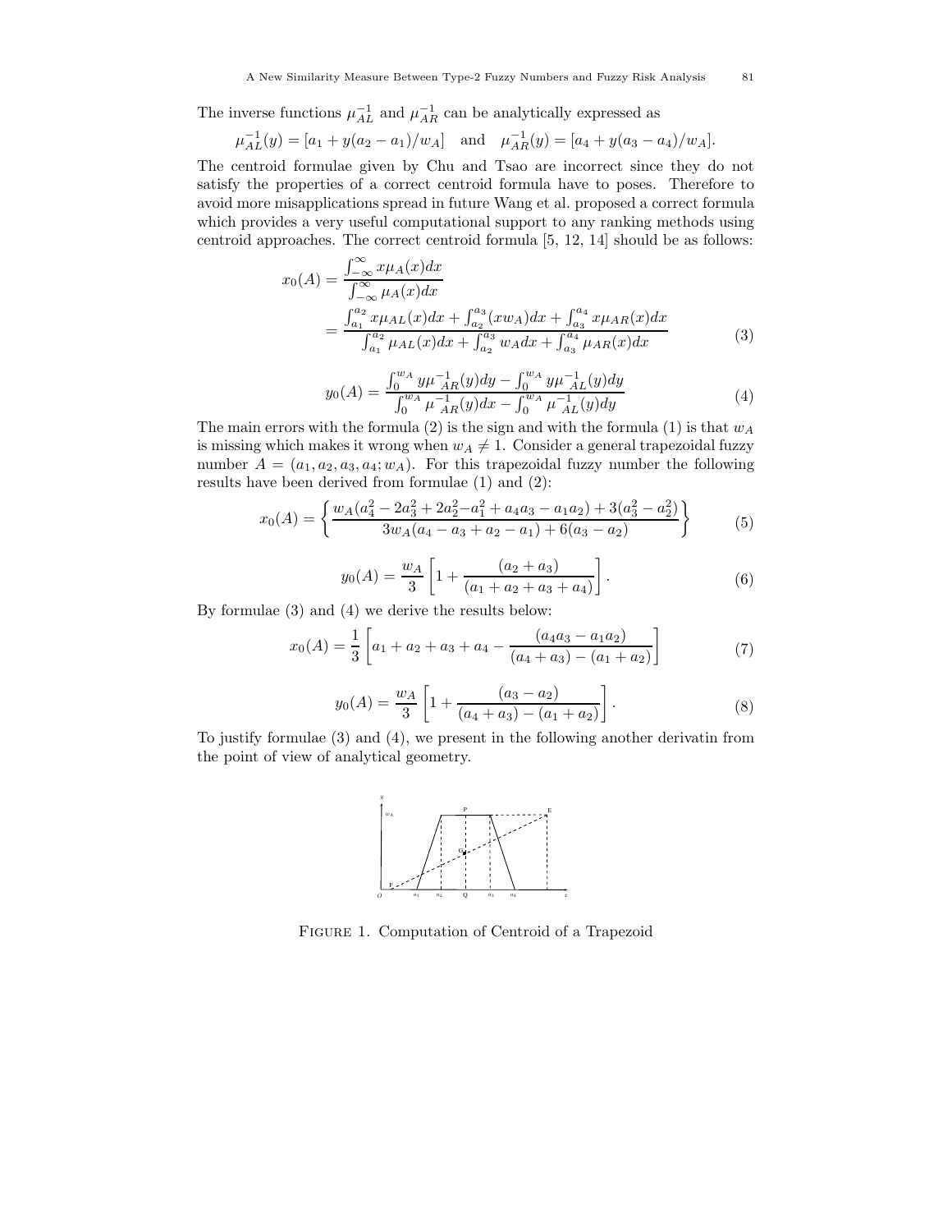The inverse functions $\mu_{AL}^{-1}$ and $\mu_{AR}^{-1}$ can be analytically expressed as

$$\mu_{AL}^{-1}(y) = [a_1 + y(a_2 - a_1)/w_A] \quad \text{and} \quad \mu_{AR}^{-1}(y) = [a_4 + y(a_3 - a_4)/w_A].$$

The centroid formulae given by Chu and Tsao are incorrect since they do not satisfy the properties of a correct centroid formula have to poses. Therefore to avoid more misapplications spread in future Wang et al. proposed a correct formula which provides a very useful computational support to any ranking methods using centroid approaches. The correct centroid formula [5, 12, 14] should be as follows:

$$\begin{aligned} x_0(A) &= \frac{\int_{-\infty}^{\infty} x\mu_A(x)dx}{\int_{-\infty}^{\infty} \mu_A(x)dx} \\ &= \frac{\int_{a_1}^{a_2} x\mu_{AL}(x)dx + \int_{a_2}^{a_3} (xw_A)dx + \int_{a_3}^{a_4} x\mu_{AR}(x)dx}{\int_{a_1}^{a_2} \mu_{AL}(x)dx + \int_{a_2}^{a_3} w_A dx + \int_{a_3}^{a_4} \mu_{AR}(x)dx} \end{aligned} \tag{3}$$

$$y_0(A) = \frac{\int_0^{w_A} y\mu_{AR}^{-1}(y)dy - \int_0^{w_A} y\mu_{AL}^{-1}(y)dy}{\int_0^{w_A} \mu_{AR}^{-1}(y)dx - \int_0^{w_A} \mu_{AL}^{-1}(y)dy} \tag{4}$$

The main errors with the formula (2) is the sign and with the formula (1) is that $w_A$ is missing which makes it wrong when $w_A \neq 1$. Consider a general trapezoidal fuzzy number $A = (a_1, a_2, a_3, a_4; w_A)$. For this trapezoidal fuzzy number the following results have been derived from formulae (1) and (2):

$$x_0(A) = \left\{ \frac{w_A(a_4^2 - 2a_3^2 + 2a_2^2 - a_1^2 + a_4a_3 - a_1a_2) + 3(a_3^2 - a_2^2)}{3w_A(a_4 - a_3 + a_2 - a_1) + 6(a_3 - a_2)} \right\} \tag{5}$$

$$y_0(A) = \frac{w_A}{3}\left[1 + \frac{(a_2 + a_3)}{(a_1 + a_2 + a_3 + a_4)}\right]. \tag{6}$$

By formulae (3) and (4) we derive the results below:

$$x_0(A) = \frac{1}{3}\left[a_1 + a_2 + a_3 + a_4 - \frac{(a_4a_3 - a_1a_2)}{(a_4 + a_3) - (a_1 + a_2)}\right] \tag{7}$$

$$y_0(A) = \frac{w_A}{3}\left[1 + \frac{(a_3 - a_2)}{(a_4 + a_3) - (a_1 + a_2)}\right]. \tag{8}$$

To justify formulae (3) and (4), we present in the following another derivatin from the point of view of analytical geometry.

Figure 1. Computation of Centroid of a Trapezoid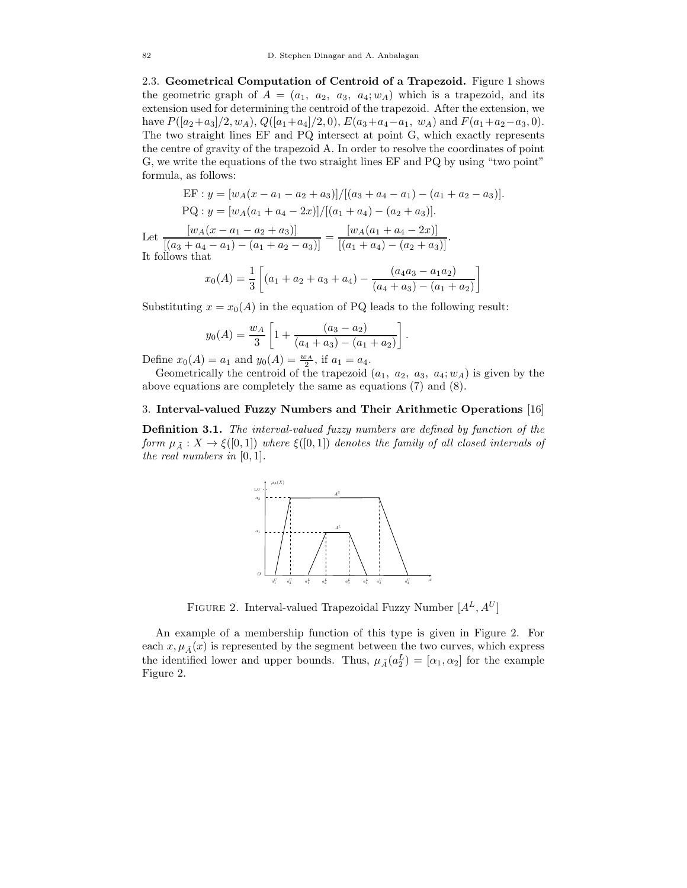2.3. **Geometrical Computation of Centroid of a Trapezoid.** Figure 1 shows the geometric graph of $A = (a_1, a_2, a_3, a_4; w_A)$ which is a trapezoid, and its extension used for determining the centroid of the trapezoid. After the extension, we have $P([a_2+a_3]/2, w_A)$, $Q([a_1+a_4]/2, 0)$, $E(a_3+a_4-a_1, w_A)$ and $F(a_1+a_2-a_3, 0)$. The two straight lines EF and PQ intersect at point G, which exactly represents the centre of gravity of the trapezoid A. In order to resolve the coordinates of point G, we write the equations of the two straight lines EF and PQ by using "two point" formula, as follows:

$$\text{EF} : y = [w_A(x - a_1 - a_2 + a_3)]/[(a_3 + a_4 - a_1) - (a_1 + a_2 - a_3)].$$

$$\text{PQ} : y = [w_A(a_1 + a_4 - 2x)]/[(a_1 + a_4) - (a_2 + a_3)].$$

Let $\dfrac{[w_A(x - a_1 - a_2 + a_3)]}{[(a_3 + a_4 - a_1) - (a_1 + a_2 - a_3)]} = \dfrac{[w_A(a_1 + a_4 - 2x)]}{[(a_1 + a_4) - (a_2 + a_3)]}$.

It follows that

$$x_0(A) = \frac{1}{3}\left[(a_1 + a_2 + a_3 + a_4) - \frac{(a_4a_3 - a_1a_2)}{(a_4 + a_3) - (a_1 + a_2)}\right]$$

Substituting $x = x_0(A)$ in the equation of PQ leads to the following result:

$$y_0(A) = \frac{w_A}{3}\left[1 + \frac{(a_3 - a_2)}{(a_4 + a_3) - (a_1 + a_2)}\right].$$

Define $x_0(A) = a_1$ and $y_0(A) = \frac{w_A}{2}$, if $a_1 = a_4$.

Geometrically the centroid of the trapezoid $(a_1, a_2, a_3, a_4; w_A)$ is given by the above equations are completely the same as equations (7) and (8).

## 3. Interval-valued Fuzzy Numbers and Their Arithmetic Operations [16]

**Definition 3.1.** *The interval-valued fuzzy numbers are defined by function of the form $\mu_{\tilde{A}} : X \to \xi([0, 1])$ where $\xi([0, 1])$ denotes the family of all closed intervals of the real numbers in $[0, 1]$.*

FIGURE 2. Interval-valued Trapezoidal Fuzzy Number $[A^L, A^U]$

An example of a membership function of this type is given in Figure 2. For each $x, \mu_{\tilde{A}}(x)$ is represented by the segment between the two curves, which express the identified lower and upper bounds. Thus, $\mu_{\tilde{A}}(a_2^L) = [\alpha_1, \alpha_2]$ for the example Figure 2.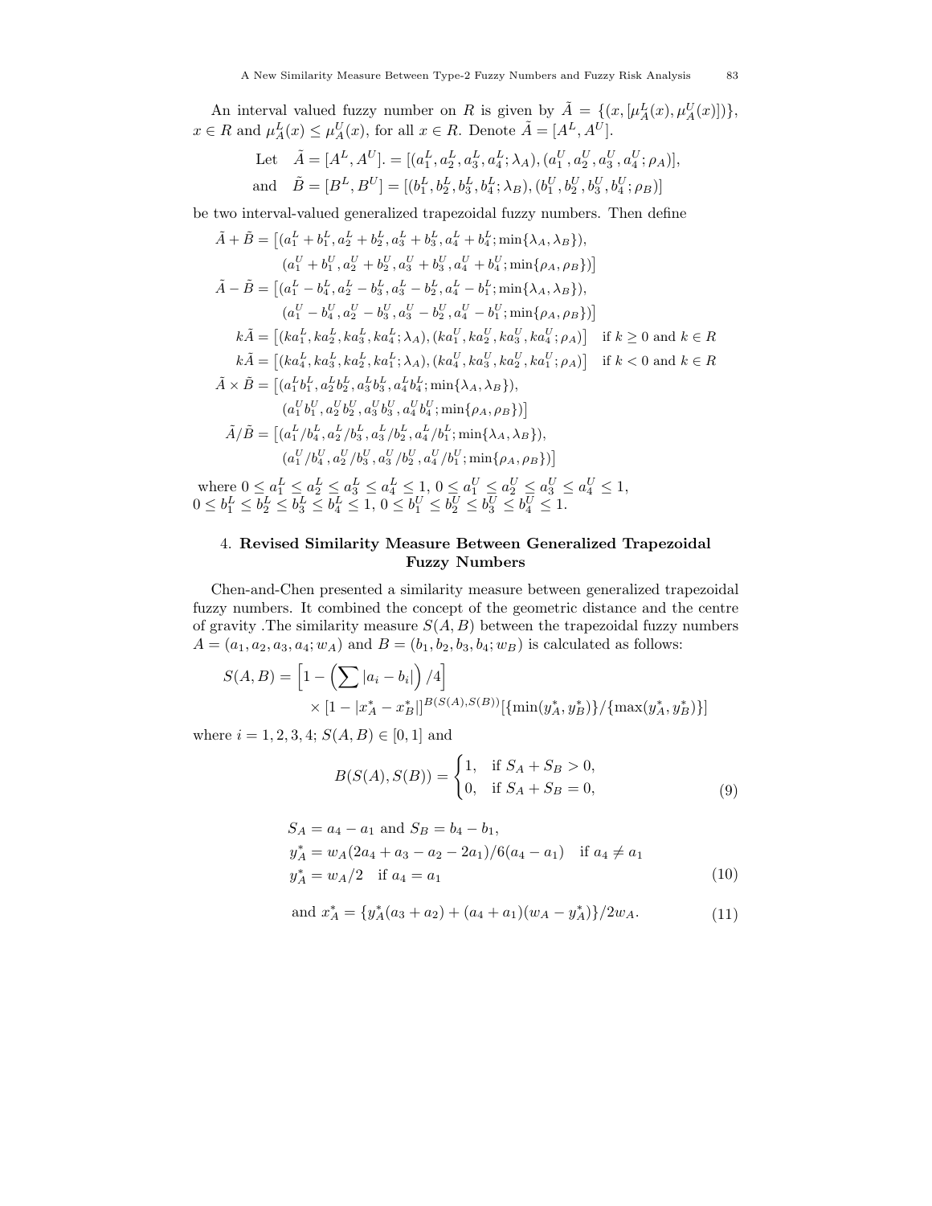An interval valued fuzzy number on $R$ is given by $\tilde{A} = \{(x, [\mu_A^L(x), \mu_A^U(x)])\}$, $x \in R$ and $\mu_A^L(x) \leq \mu_A^U(x)$, for all $x \in R$. Denote $\tilde{A} = [A^L, A^U]$.

$$\text{Let} \quad \tilde{A} = [A^L, A^U]. = [(a_1^L, a_2^L, a_3^L, a_4^L; \lambda_A), (a_1^U, a_2^U, a_3^U, a_4^U; \rho_A)],$$

$$\text{and} \quad \tilde{B} = [B^L, B^U] = [(b_1^L, b_2^L, b_3^L, b_4^L; \lambda_B), (b_1^U, b_2^U, b_3^U, b_4^U; \rho_B)]$$

be two interval-valued generalized trapezoidal fuzzy numbers. Then define

$$\tilde{A} + \tilde{B} = \big[(a_1^L + b_1^L, a_2^L + b_2^L, a_3^L + b_3^L, a_4^L + b_4^L; \min\{\lambda_A, \lambda_B\}), (a_1^U + b_1^U, a_2^U + b_2^U, a_3^U + b_3^U, a_4^U + b_4^U; \min\{\rho_A, \rho_B\})\big]$$

$$\tilde{A} - \tilde{B} = \big[(a_1^L - b_4^L, a_2^L - b_3^L, a_3^L - b_2^L, a_4^L - b_1^L; \min\{\lambda_A, \lambda_B\}), (a_1^U - b_4^U, a_2^U - b_3^U, a_3^U - b_2^U, a_4^U - b_1^U; \min\{\rho_A, \rho_B\})\big]$$

$$k\tilde{A} = \big[(ka_1^L, ka_2^L, ka_3^L, ka_4^L; \lambda_A), (ka_1^U, ka_2^U, ka_3^U, ka_4^U; \rho_A)\big] \quad \text{if } k \geq 0 \text{ and } k \in R$$

$$k\tilde{A} = \big[(ka_4^L, ka_3^L, ka_2^L, ka_1^L; \lambda_A), (ka_4^U, ka_3^U, ka_2^U, ka_1^U; \rho_A)\big] \quad \text{if } k < 0 \text{ and } k \in R$$

$$\tilde{A} \times \tilde{B} = \big[(a_1^L b_1^L, a_2^L b_2^L, a_3^L b_3^L, a_4^L b_4^L; \min\{\lambda_A, \lambda_B\}), (a_1^U b_1^U, a_2^U b_2^U, a_3^U b_3^U, a_4^U b_4^U; \min\{\rho_A, \rho_B\})\big]$$

$$\tilde{A}/\tilde{B} = \big[(a_1^L/b_4^L, a_2^L/b_3^L, a_3^L/b_2^L, a_4^L/b_1^L; \min\{\lambda_A, \lambda_B\}), (a_1^U/b_4^U, a_2^U/b_3^U, a_3^U/b_2^U, a_4^U/b_1^U; \min\{\rho_A, \rho_B\})\big]$$

where $0 \leq a_1^L \leq a_2^L \leq a_3^L \leq a_4^L \leq 1$, $0 \leq a_1^U \leq a_2^U \leq a_3^U \leq a_4^U \leq 1$, $0 \leq b_1^L \leq b_2^L \leq b_3^L \leq b_4^L \leq 1$, $0 \leq b_1^U \leq b_2^U \leq b_3^U \leq b_4^U \leq 1$.

## 4. **Revised Similarity Measure Between Generalized Trapezoidal Fuzzy Numbers**

Chen-and-Chen presented a similarity measure between generalized trapezoidal fuzzy numbers. It combined the concept of the geometric distance and the centre of gravity .The similarity measure $S(A, B)$ between the trapezoidal fuzzy numbers $A = (a_1, a_2, a_3, a_4; w_A)$ and $B = (b_1, b_2, b_3, b_4; w_B)$ is calculated as follows:

$$S(A, B) = \left[1 - \left(\sum |a_i - b_i|\right)/4\right] \times [1 - |x_A^* - x_B^*|]^{B(S(A), S(B))}[\{\min(y_A^*, y_B^*)\}/\{\max(y_A^*, y_B^*)\}]$$

where $i = 1, 2, 3, 4$; $S(A, B) \in [0, 1]$ and

$$B(S(A), S(B)) = \begin{cases} 1, & \text{if } S_A + S_B > 0, \\ 0, & \text{if } S_A + S_B = 0, \end{cases} \tag{9}$$

$$\begin{aligned} & S_A = a_4 - a_1 \text{ and } S_B = b_4 - b_1, \\ & y_A^* = w_A(2a_4 + a_3 - a_2 - 2a_1)/6(a_4 - a_1) \quad \text{if } a_4 \neq a_1 \\ & y_A^* = w_A/2 \quad \text{if } a_4 = a_1 \end{aligned} \tag{10}$$

$$\text{and } x_A^* = \{y_A^*(a_3 + a_2) + (a_4 + a_1)(w_A - y_A^*)\}/2w_A. \tag{11}$$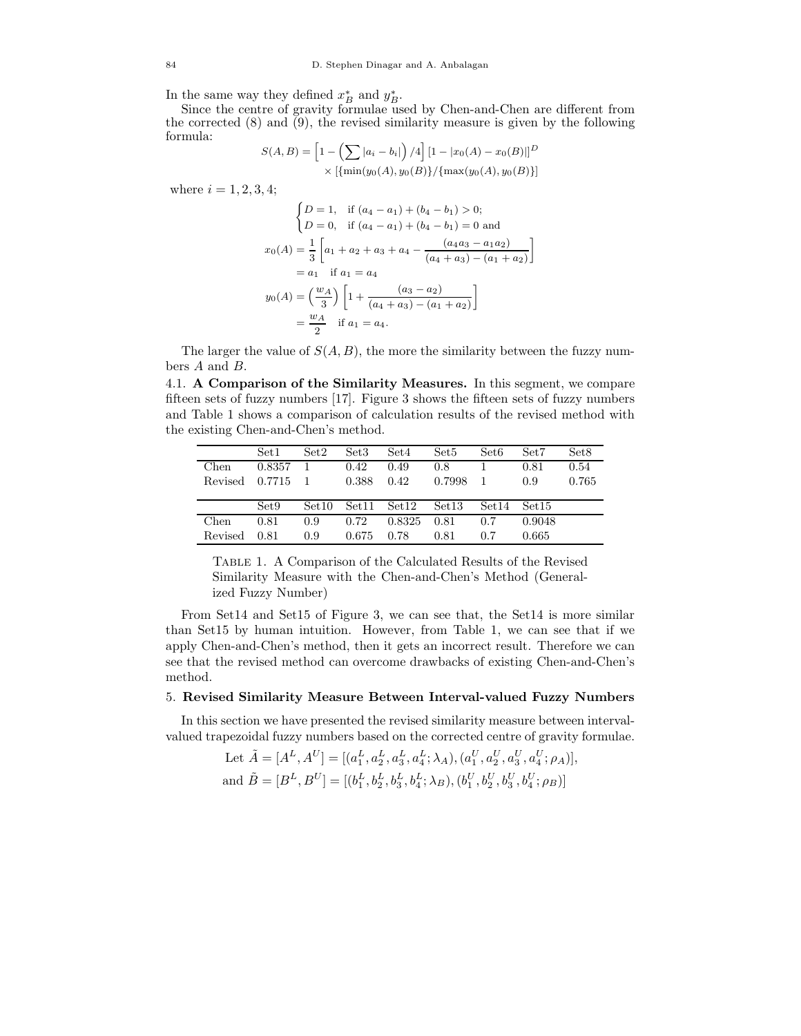In the same way they defined $x_B^*$ and $y_B^*$.

Since the centre of gravity formulae used by Chen-and-Chen are different from the corrected (8) and (9), the revised similarity measure is given by the following formula:

$$S(A,B) = \left[1 - \left(\sum |a_i - b_i|\right)/4\right]\left[1 - |x_0(A) - x_0(B)|\right]^D \times \left[\{\min(y_0(A), y_0(B)\}/\{\max(y_0(A), y_0(B)\}\right]$$

where $i = 1, 2, 3, 4$;

$$\begin{cases} D = 1, & \text{if } (a_4 - a_1) + (b_4 - b_1) > 0; \\ D = 0, & \text{if } (a_4 - a_1) + (b_4 - b_1) = 0 \text{ and} \end{cases}$$

$$x_0(A) = \frac{1}{3}\left[a_1 + a_2 + a_3 + a_4 - \frac{(a_4 a_3 - a_1 a_2)}{(a_4 + a_3) - (a_1 + a_2)}\right]$$
$$= a_1 \quad \text{if } a_1 = a_4$$

$$y_0(A) = \left(\frac{w_A}{3}\right)\left[1 + \frac{(a_3 - a_2)}{(a_4 + a_3) - (a_1 + a_2)}\right]$$
$$= \frac{w_A}{2} \quad \text{if } a_1 = a_4.$$

The larger the value of $S(A,B)$, the more the similarity between the fuzzy numbers $A$ and $B$.

4.1. **A Comparison of the Similarity Measures.** In this segment, we compare fifteen sets of fuzzy numbers [17]. Figure 3 shows the fifteen sets of fuzzy numbers and Table 1 shows a comparison of calculation results of the revised method with the existing Chen-and-Chen's method.

| | Set1 | Set2 | Set3 | Set4 | Set5 | Set6 | Set7 | Set8 |
|---|---|---|---|---|---|---|---|---|
| Chen | 0.8357 | 1 | 0.42 | 0.49 | 0.8 | 1 | 0.81 | 0.54 |
| Revised | 0.7715 | 1 | 0.388 | 0.42 | 0.7998 | 1 | 0.9 | 0.765 |
| | **Set9** | **Set10** | **Set11** | **Set12** | **Set13** | **Set14** | **Set15** | |
| Chen | 0.81 | 0.9 | 0.72 | 0.8325 | 0.81 | 0.7 | 0.9048 | |
| Revised | 0.81 | 0.9 | 0.675 | 0.78 | 0.81 | 0.7 | 0.665 | |

Table 1. A Comparison of the Calculated Results of the Revised Similarity Measure with the Chen-and-Chen's Method (Generalized Fuzzy Number)

From Set14 and Set15 of Figure 3, we can see that, the Set14 is more similar than Set15 by human intuition. However, from Table 1, we can see that if we apply Chen-and-Chen's method, then it gets an incorrect result. Therefore we can see that the revised method can overcome drawbacks of existing Chen-and-Chen's method.

## 5. Revised Similarity Measure Between Interval-valued Fuzzy Numbers

In this section we have presented the revised similarity measure between interval-valued trapezoidal fuzzy numbers based on the corrected centre of gravity formulae.

Let $\tilde{A} = [A^L, A^U] = [(a_1^L, a_2^L, a_3^L, a_4^L; \lambda_A), (a_1^U, a_2^U, a_3^U, a_4^U; \rho_A)]$,
and $\tilde{B} = [B^L, B^U] = [(b_1^L, b_2^L, b_3^L, b_4^L; \lambda_B), (b_1^U, b_2^U, b_3^U, b_4^U; \rho_B)]$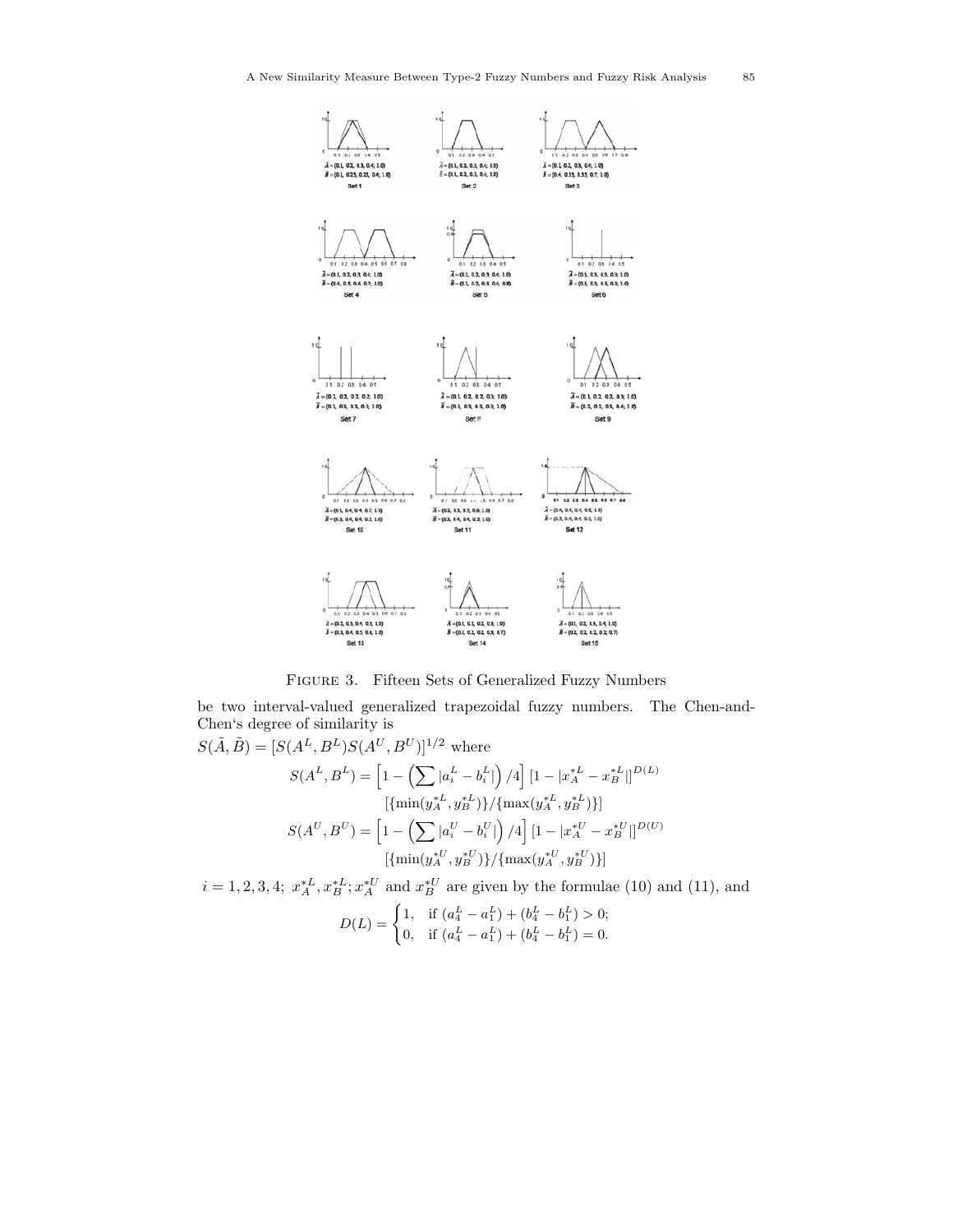Figure 3. Fifteen Sets of Generalized Fuzzy Numbers

be two interval-valued generalized trapezoidal fuzzy numbers. The Chen-and-Chen's degree of similarity is

$S(\tilde{A}, \tilde{B}) = [S(A^L, B^L) S(A^U, B^U)]^{1/2}$ where

$$S(A^L, B^L) = \left[1 - \left(\sum |a_i^L - b_i^L|\right)/4\right] [1 - |x_A^{*L} - x_B^{*L}|]^{D(L)}$$
$$[\{\min(y_A^{*L}, y_B^{*L})\}/\{\max(y_A^{*L}, y_B^{*L})\}]$$
$$S(A^U, B^U) = \left[1 - \left(\sum |a_i^U - b_i^U|\right)/4\right] [1 - |x_A^{*U} - x_B^{*U}|]^{D(U)}$$
$$[\{\min(y_A^{*U}, y_B^{*U})\}/\{\max(y_A^{*U}, y_B^{*U})\}]$$

$i = 1, 2, 3, 4;\ x_A^{*L}, x_B^{*L}; x_A^{*U}$ and $x_B^{*U}$ are given by the formulae (10) and (11), and

$$D(L) = \begin{cases} 1, & \text{if } (a_4^L - a_1^L) + (b_4^L - b_1^L) > 0; \\ 0, & \text{if } (a_4^L - a_1^L) + (b_4^L - b_1^L) = 0. \end{cases}$$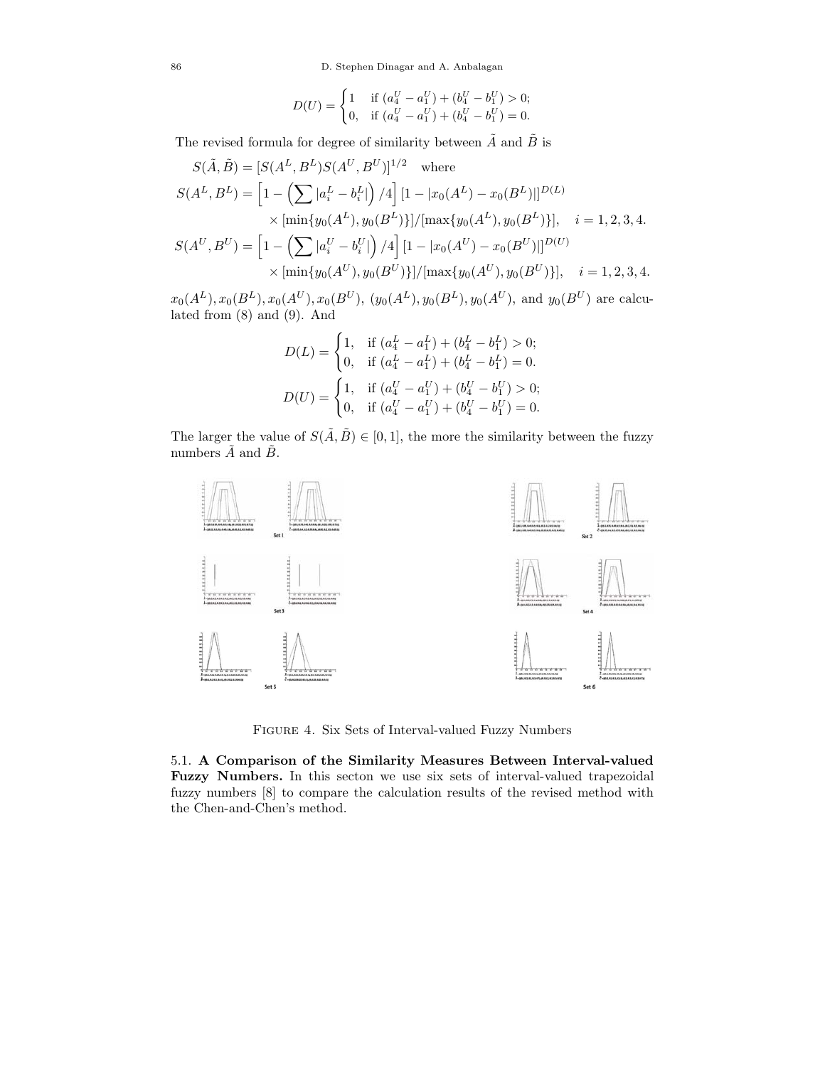$$D(U) = \begin{cases} 1 & \text{if } (a_4^U - a_1^U) + (b_4^U - b_1^U) > 0; \\ 0, & \text{if } (a_4^U - a_1^U) + (b_4^U - b_1^U) = 0. \end{cases}$$

The revised formula for degree of similarity between $\tilde{A}$ and $\tilde{B}$ is

$$S(\tilde{A}, \tilde{B}) = [S(A^L, B^L) S(A^U, B^U)]^{1/2} \quad \text{where}$$

$$S(A^L, B^L) = \left[1 - \left(\sum |a_i^L - b_i^L|\right)/4\right] [1 - |x_0(A^L) - x_0(B^L)|]^{D(L)} \times [\min\{y_0(A^L), y_0(B^L)\}]/[\max\{y_0(A^L), y_0(B^L)\}], \quad i = 1, 2, 3, 4.$$

$$S(A^U, B^U) = \left[1 - \left(\sum |a_i^U - b_i^U|\right)/4\right] [1 - |x_0(A^U) - x_0(B^U)|]^{D(U)} \times [\min\{y_0(A^U), y_0(B^U)\}]/[\max\{y_0(A^U), y_0(B^U)\}], \quad i = 1, 2, 3, 4.$$

$x_0(A^L), x_0(B^L), x_0(A^U), x_0(B^U)$, $(y_0(A^L), y_0(B^L), y_0(A^U)$, and $y_0(B^U)$ are calculated from (8) and (9). And

$$D(L) = \begin{cases} 1, & \text{if } (a_4^L - a_1^L) + (b_4^L - b_1^L) > 0; \\ 0, & \text{if } (a_4^L - a_1^L) + (b_4^L - b_1^L) = 0. \end{cases}$$

$$D(U) = \begin{cases} 1, & \text{if } (a_4^U - a_1^U) + (b_4^U - b_1^U) > 0; \\ 0, & \text{if } (a_4^U - a_1^U) + (b_4^U - b_1^U) = 0. \end{cases}$$

The larger the value of $S(\tilde{A}, \tilde{B}) \in [0, 1]$, the more the similarity between the fuzzy numbers $\tilde{A}$ and $\tilde{B}$.

Figure 4. Six Sets of Interval-valued Fuzzy Numbers

5.1. **A Comparison of the Similarity Measures Between Interval-valued Fuzzy Numbers.** In this secton we use six sets of interval-valued trapezoidal fuzzy numbers [8] to compare the calculation results of the revised method with the Chen-and-Chen's method.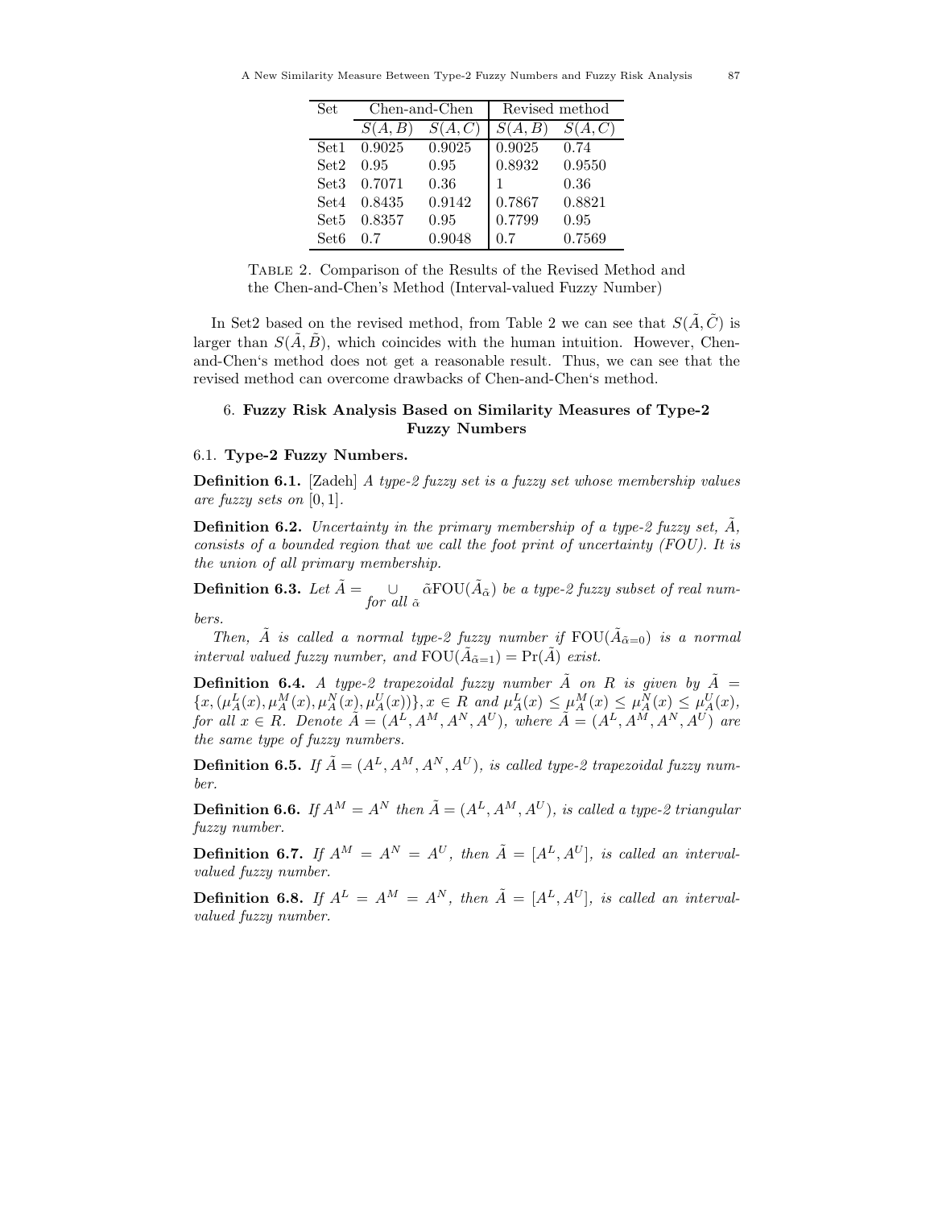| Set | Chen-and-Chen | | Revised method | |
|---|---|---|---|---|
| | $S(A,B)$ | $S(A,C)$ | $S(A,B)$ | $S(A,C)$ |
| Set1 | 0.9025 | 0.9025 | 0.9025 | 0.74 |
| Set2 | 0.95 | 0.95 | 0.8932 | 0.9550 |
| Set3 | 0.7071 | 0.36 | 1 | 0.36 |
| Set4 | 0.8435 | 0.9142 | 0.7867 | 0.8821 |
| Set5 | 0.8357 | 0.95 | 0.7799 | 0.95 |
| Set6 | 0.7 | 0.9048 | 0.7 | 0.7569 |

Table 2. Comparison of the Results of the Revised Method and the Chen-and-Chen's Method (Interval-valued Fuzzy Number)

In Set2 based on the revised method, from Table 2 we can see that $S(\tilde{A},\tilde{C})$ is larger than $S(\tilde{A},\tilde{B})$, which coincides with the human intuition. However, Chen-and-Chen's method does not get a reasonable result. Thus, we can see that the revised method can overcome drawbacks of Chen-and-Chen's method.

## 6. Fuzzy Risk Analysis Based on Similarity Measures of Type-2 Fuzzy Numbers

### 6.1. Type-2 Fuzzy Numbers.

**Definition 6.1.** [Zadeh] *A type-2 fuzzy set is a fuzzy set whose membership values are fuzzy sets on* $[0,1]$.

**Definition 6.2.** *Uncertainty in the primary membership of a type-2 fuzzy set,* $\tilde{A}$*, consists of a bounded region that we call the foot print of uncertainty (FOU). It is the union of all primary membership.*

**Definition 6.3.** *Let* $\tilde{A} = \underset{for\ all\ \tilde{\alpha}}{\cup} \tilde{\alpha}\text{FOU}(\tilde{A}_{\tilde{\alpha}})$ *be a type-2 fuzzy subset of real numbers.*

*Then,* $\tilde{A}$ *is called a normal type-2 fuzzy number if* $\text{FOU}(\tilde{A}_{\tilde{\alpha}=0})$ *is a normal interval valued fuzzy number, and* $\text{FOU}(\tilde{A}_{\tilde{\alpha}=1}) = \text{Pr}(\tilde{A})$ *exist.*

**Definition 6.4.** *A type-2 trapezoidal fuzzy number* $\tilde{A}$ *on* $R$ *is given by* $\tilde{A} = \{x, (\mu_A^L(x), \mu_A^M(x), \mu_A^N(x), \mu_A^U(x))\}, x \in R$ *and* $\mu_A^L(x) \leq \mu_A^M(x) \leq \mu_A^N(x) \leq \mu_A^U(x)$*, for all* $x \in R$*. Denote* $\tilde{A} = (A^L, A^M, A^N, A^U)$*, where* $\tilde{A} = (A^L, A^M, A^N, A^U)$ *are the same type of fuzzy numbers.*

**Definition 6.5.** *If* $\tilde{A} = (A^L, A^M, A^N, A^U)$*, is called type-2 trapezoidal fuzzy number.*

**Definition 6.6.** *If* $A^M = A^N$ *then* $\tilde{A} = (A^L, A^M, A^U)$*, is called a type-2 triangular fuzzy number.*

**Definition 6.7.** *If* $A^M = A^N = A^U$*, then* $\tilde{A} = [A^L, A^U]$*, is called an interval-valued fuzzy number.*

**Definition 6.8.** *If* $A^L = A^M = A^N$*, then* $\tilde{A} = [A^L, A^U]$*, is called an interval-valued fuzzy number.*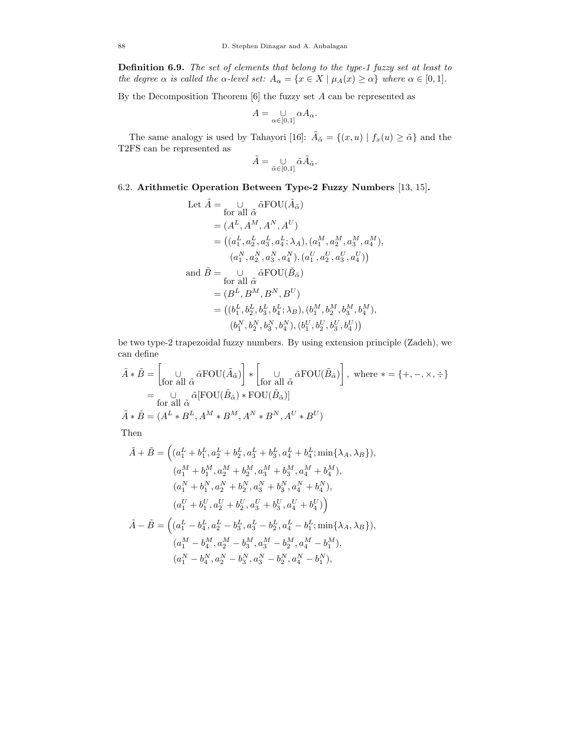**Definition 6.9.** *The set of elements that belong to the type-1 fuzzy set at least to the degree* $\alpha$ *is called the* $\alpha$*-level set:* $A_\alpha = \{x \in X \mid \mu_A(x) \geq \alpha\}$ *where* $\alpha \in [0, 1]$.

By the Decomposition Theorem [6] the fuzzy set $A$ can be represented as

$$A = \underset{\alpha \in [0,1]}{\cup} \alpha A_\alpha.$$

The same analogy is used by Tahayori [16]: $\tilde{A}_{\tilde{\alpha}} = \{(x, u) \mid f_x(u) \geq \tilde{\alpha}\}$ and the T2FS can be represented as

$$\tilde{A} = \underset{\tilde{\alpha} \in [0,1]}{\cup} \tilde{\alpha} \tilde{A}_{\tilde{\alpha}}.$$

6.2. **Arithmetic Operation Between Type-2 Fuzzy Numbers** [13, 15]**.**

$$\begin{aligned}
\text{Let } \tilde{A} &= \underset{\text{for all } \tilde{\alpha}}{\cup} \tilde{\alpha} \text{FOU}(\tilde{A}_{\tilde{\alpha}}) \\
&= (A^L, A^M, A^N, A^U) \\
&= \big((a_1^L, a_2^L, a_3^L, a_4^L; \lambda_A), (a_1^M, a_2^M, a_3^M, a_4^M), \\
&\qquad (a_1^N, a_2^N, a_3^N, a_4^N), (a_1^U, a_2^U, a_3^U, a_4^U)\big) \\
\text{and } \tilde{B} &= \underset{\text{for all } \tilde{\alpha}}{\cup} \tilde{\alpha} \text{FOU}(\tilde{B}_{\tilde{\alpha}}) \\
&= (B^L, B^M, B^N, B^U) \\
&= \big((b_1^L, b_2^L, b_3^L, b_4^L; \lambda_B), (b_1^M, b_2^M, b_3^M, b_4^M), \\
&\qquad (b_1^N, b_2^N, b_3^N, b_4^N), (b_1^U, b_2^U, b_3^U, b_4^U)\big)
\end{aligned}$$

be two type-2 trapezoidal fuzzy numbers. By using extension principle (Zadeh), we can define

$$\begin{aligned}
\tilde{A} * \tilde{B} &= \left[\underset{\text{for all } \tilde{\alpha}}{\cup} \tilde{\alpha} \text{FOU}(\tilde{A}_{\tilde{\alpha}})\right] * \left[\underset{\text{for all } \tilde{\alpha}}{\cup} \tilde{\alpha} \text{FOU}(\tilde{B}_{\tilde{\alpha}})\right], \text{ where } * = \{+, -, \times, \div\} \\
&= \underset{\text{for all } \tilde{\alpha}}{\cup} \tilde{\alpha} [\text{FOU}(\tilde{B}_{\tilde{\alpha}}) * \text{FOU}(\tilde{B}_{\tilde{\alpha}})] \\
\tilde{A} * \tilde{B} &= (A^L * B^L, A^M * B^M, A^N * B^N, A^U * B^U)
\end{aligned}$$

Then

$$\begin{aligned}
\tilde{A} + \tilde{B} = \Big(&(a_1^L + b_1^L, a_2^L + b_2^L, a_3^L + b_3^L, a_4^L + b_4^L; \min\{\lambda_A, \lambda_B\}), \\
&(a_1^M + b_1^M, a_2^M + b_2^M, a_3^M + b_3^M, a_4^M + b_4^M), \\
&(a_1^N + b_1^N, a_2^N + b_2^N, a_3^N + b_3^N, a_4^N + b_4^N), \\
&(a_1^U + b_1^U, a_2^U + b_2^U, a_3^U + b_3^U, a_4^U + b_4^U)\Big) \\
\tilde{A} - \tilde{B} = \Big(&(a_1^L - b_4^L, a_2^L - b_3^L, a_3^L - b_2^L, a_4^L - b_1^L; \min\{\lambda_A, \lambda_B\}), \\
&(a_1^M - b_4^M, a_2^M - b_3^M, a_3^M - b_2^M, a_4^M - b_1^M), \\
&(a_1^N - b_4^N, a_2^N - b_3^N, a_3^N - b_2^N, a_4^N - b_1^N),
\end{aligned}$$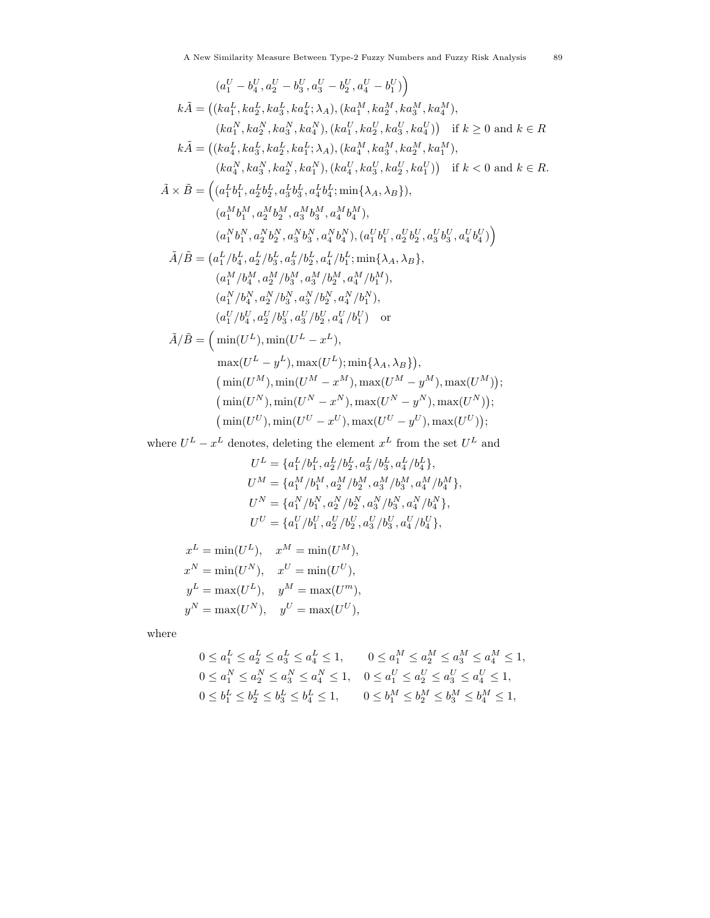$$(a_1^U - b_4^U, a_2^U - b_3^U, a_3^U - b_2^U, a_4^U - b_1^U)\Big)$$

$$k\tilde{A} = \big((ka_1^L, ka_2^L, ka_3^L, ka_4^L; \lambda_A), (ka_1^M, ka_2^M, ka_3^M, ka_4^M),$$
$$(ka_1^N, ka_2^N, ka_3^N, ka_4^N), (ka_1^U, ka_2^U, ka_3^U, ka_4^U)\big) \quad \text{if } k \geq 0 \text{ and } k \in R$$

$$k\tilde{A} = \big((ka_4^L, ka_3^L, ka_2^L, ka_1^L; \lambda_A), (ka_4^M, ka_3^M, ka_2^M, ka_1^M),$$
$$(ka_4^N, ka_3^N, ka_2^N, ka_1^N), (ka_4^U, ka_3^U, ka_2^U, ka_1^U)\big) \quad \text{if } k < 0 \text{ and } k \in R.$$

$$\tilde{A} \times \tilde{B} = \Big((a_1^L b_1^L, a_2^L b_2^L, a_3^L b_3^L, a_4^L b_4^L; \min\{\lambda_A, \lambda_B\}),$$
$$(a_1^M b_1^M, a_2^M b_2^M, a_3^M b_3^M, a_4^M b_4^M),$$
$$(a_1^N b_1^N, a_2^N b_2^N, a_3^N b_3^N, a_4^N b_4^N), (a_1^U b_1^U, a_2^U b_2^U, a_3^U b_3^U, a_4^U b_4^U)\Big)$$

$$\tilde{A}/\tilde{B} = \big(a_1^L/b_4^L, a_2^L/b_3^L, a_3^L/b_2^L, a_4^L/b_1^L; \min\{\lambda_A, \lambda_B\},$$
$$(a_1^M/b_4^M, a_2^M/b_3^M, a_3^M/b_2^M, a_4^M/b_1^M),$$
$$(a_1^N/b_4^N, a_2^N/b_3^N, a_3^N/b_2^N, a_4^N/b_1^N),$$
$$(a_1^U/b_4^U, a_2^U/b_3^U, a_3^U/b_2^U, a_4^U/b_1^U) \quad \text{or}$$

$$\tilde{A}/\tilde{B} = \Big(\min(U^L), \min(U^L - x^L),$$
$$\max(U^L - y^L), \max(U^L); \min\{\lambda_A, \lambda_B\}\big),$$
$$\big(\min(U^M), \min(U^M - x^M), \max(U^M - y^M), \max(U^M)\big);$$
$$\big(\min(U^N), \min(U^N - x^N), \max(U^N - y^N), \max(U^N)\big);$$
$$\big(\min(U^U), \min(U^U - x^U), \max(U^U - y^U), \max(U^U)\big);$$

where $U^L - x^L$ denotes, deleting the element $x^L$ from the set $U^L$ and

$$U^L = \{a_1^L/b_1^L, a_2^L/b_2^L, a_3^L/b_3^L, a_4^L/b_4^L\},$$
$$U^M = \{a_1^M/b_1^M, a_2^M/b_2^M, a_3^M/b_3^M, a_4^M/b_4^M\},$$
$$U^N = \{a_1^N/b_1^N, a_2^N/b_2^N, a_3^N/b_3^N, a_4^N/b_4^N\},$$
$$U^U = \{a_1^U/b_1^U, a_2^U/b_2^U, a_3^U/b_3^U, a_4^U/b_4^U\},$$

$$x^L = \min(U^L), \quad x^M = \min(U^M),$$
$$x^N = \min(U^N), \quad x^U = \min(U^U),$$
$$y^L = \max(U^L), \quad y^M = \max(U^m),$$
$$y^N = \max(U^N), \quad y^U = \max(U^U),$$

where

$$0 \leq a_1^L \leq a_2^L \leq a_3^L \leq a_4^L \leq 1, \qquad 0 \leq a_1^M \leq a_2^M \leq a_3^M \leq a_4^M \leq 1,$$
$$0 \leq a_1^N \leq a_2^N \leq a_3^N \leq a_4^N \leq 1, \quad 0 \leq a_1^U \leq a_2^U \leq a_3^U \leq a_4^U \leq 1,$$
$$0 \leq b_1^L \leq b_2^L \leq b_3^L \leq b_4^L \leq 1, \qquad 0 \leq b_1^M \leq b_2^M \leq b_3^M \leq b_4^M \leq 1,$$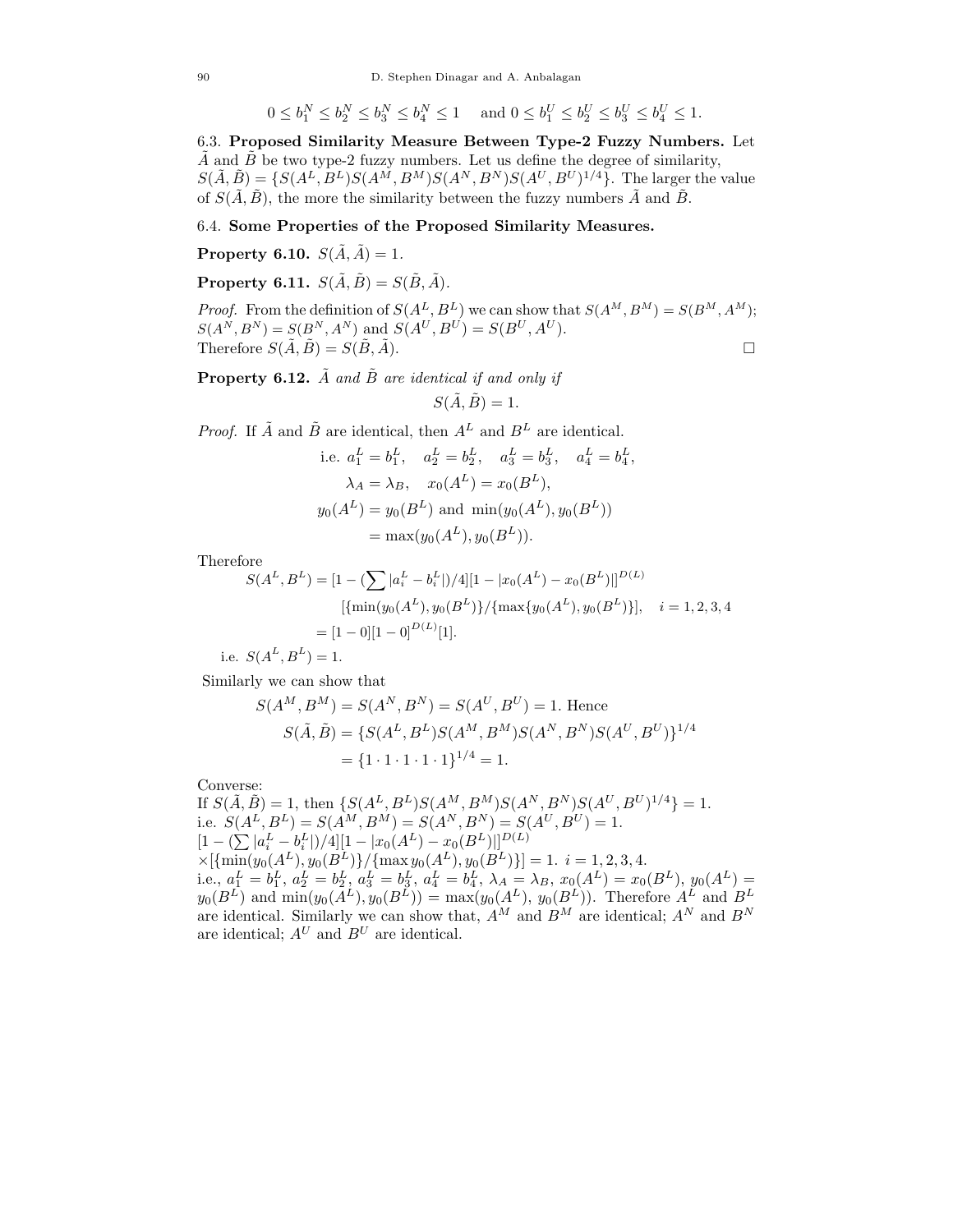$$0 \leq b_1^N \leq b_2^N \leq b_3^N \leq b_4^N \leq 1 \quad \text{and } 0 \leq b_1^U \leq b_2^U \leq b_3^U \leq b_4^U \leq 1.$$

6.3. **Proposed Similarity Measure Between Type-2 Fuzzy Numbers.** Let $\tilde{A}$ and $\tilde{B}$ be two type-2 fuzzy numbers. Let us define the degree of similarity, $S(\tilde{A}, \tilde{B}) = \{S(A^L, B^L)S(A^M, B^M)S(A^N, B^N)S(A^U, B^U)^{1/4}\}$. The larger the value of $S(\tilde{A}, \tilde{B})$, the more the similarity between the fuzzy numbers $\tilde{A}$ and $\tilde{B}$.

6.4. **Some Properties of the Proposed Similarity Measures.**

**Property 6.10.** $S(\tilde{A}, \tilde{A}) = 1$.

**Property 6.11.** $S(\tilde{A}, \tilde{B}) = S(\tilde{B}, \tilde{A})$.

*Proof.* From the definition of $S(A^L, B^L)$ we can show that $S(A^M, B^M) = S(B^M, A^M)$; $S(A^N, B^N) = S(B^N, A^N)$ and $S(A^U, B^U) = S(B^U, A^U)$.
Therefore $S(\tilde{A}, \tilde{B}) = S(\tilde{B}, \tilde{A})$. □

**Property 6.12.** *$\tilde{A}$ and $\tilde{B}$ are identical if and only if*

$$S(\tilde{A}, \tilde{B}) = 1.$$

*Proof.* If $\tilde{A}$ and $\tilde{B}$ are identical, then $A^L$ and $B^L$ are identical.

$$\text{i.e. } a_1^L = b_1^L, \quad a_2^L = b_2^L, \quad a_3^L = b_3^L, \quad a_4^L = b_4^L,$$
$$\lambda_A = \lambda_B, \quad x_0(A^L) = x_0(B^L),$$
$$y_0(A^L) = y_0(B^L) \text{ and } \min(y_0(A^L), y_0(B^L))$$
$$= \max(y_0(A^L), y_0(B^L)).$$

Therefore

$$\begin{aligned} S(A^L, B^L) &= [1 - (\textstyle\sum |a_i^L - b_i^L|)/4][1 - |x_0(A^L) - x_0(B^L)|]^{D(L)} \\ &\quad [\{\min(y_0(A^L), y_0(B^L)\}/\{\max\{y_0(A^L), y_0(B^L)\}], \quad i = 1, 2, 3, 4 \\ &= [1 - 0][1 - 0]^{D(L)}[1]. \end{aligned}$$

i.e. $S(A^L, B^L) = 1$.

Similarly we can show that

$$S(A^M, B^M) = S(A^N, B^N) = S(A^U, B^U) = 1. \text{ Hence}$$
$$S(\tilde{A}, \tilde{B}) = \{S(A^L, B^L)S(A^M, B^M)S(A^N, B^N)S(A^U, B^U)\}^{1/4}$$
$$= \{1 \cdot 1 \cdot 1 \cdot 1 \cdot 1\}^{1/4} = 1.$$

Converse:
If $S(\tilde{A}, \tilde{B}) = 1$, then $\{S(A^L, B^L)S(A^M, B^M)S(A^N, B^N)S(A^U, B^U)^{1/4}\} = 1$.
i.e. $S(A^L, B^L) = S(A^M, B^M) = S(A^N, B^N) = S(A^U, B^U) = 1$.
$[1 - (\sum |a_i^L - b_i^L|)/4][1 - |x_0(A^L) - x_0(B^L)|]^{D(L)}$
$\times[\{\min(y_0(A^L), y_0(B^L)\}/\{\max y_0(A^L), y_0(B^L)\}] = 1.$ $i = 1, 2, 3, 4$.
i.e., $a_1^L = b_1^L$, $a_2^L = b_2^L$, $a_3^L = b_3^L$, $a_4^L = b_4^L$, $\lambda_A = \lambda_B$, $x_0(A^L) = x_0(B^L)$, $y_0(A^L) = y_0(B^L)$ and $\min(y_0(A^L), y_0(B^L)) = \max(y_0(A^L), y_0(B^L))$. Therefore $A^L$ and $B^L$ are identical. Similarly we can show that, $A^M$ and $B^M$ are identical; $A^N$ and $B^N$ are identical; $A^U$ and $B^U$ are identical.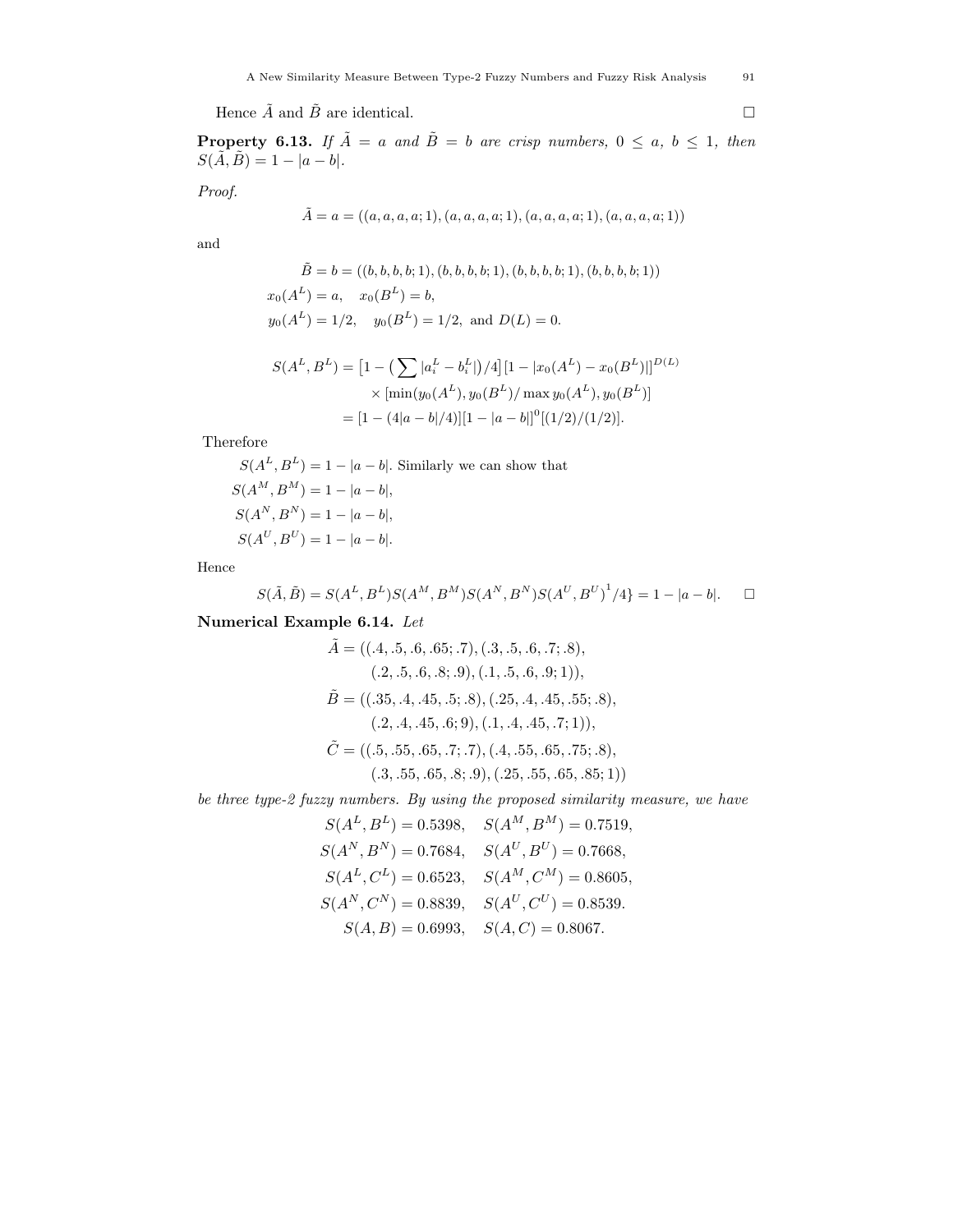Hence $\tilde{A}$ and $\tilde{B}$ are identical. $\square$

**Property 6.13.** *If $\tilde{A} = a$ and $\tilde{B} = b$ are crisp numbers, $0 \leq a,\ b \leq 1$, then $S(\tilde{A}, \tilde{B}) = 1 - |a - b|$.*

*Proof.*

$$\tilde{A} = a = ((a, a, a, a; 1), (a, a, a, a; 1), (a, a, a, a; 1), (a, a, a, a; 1))$$

and

$$\tilde{B} = b = ((b, b, b, b; 1), (b, b, b, b; 1), (b, b, b, b; 1), (b, b, b, b; 1))$$

$$x_0(A^L) = a, \quad x_0(B^L) = b,$$

$$y_0(A^L) = 1/2, \quad y_0(B^L) = 1/2, \text{ and } D(L) = 0.$$

$$\begin{aligned} S(A^L, B^L) &= \left[1 - \left(\sum |a_i^L - b_i^L|\right)/4\right][1 - |x_0(A^L) - x_0(B^L)|]^{D(L)} \\ &\quad \times [\min(y_0(A^L), y_0(B^L)/\max y_0(A^L), y_0(B^L)] \\ &= [1 - (4|a - b|/4)][1 - |a - b|]^0[(1/2)/(1/2)]. \end{aligned}$$

Therefore

$S(A^L, B^L) = 1 - |a - b|$. Similarly we can show that

$S(A^M, B^M) = 1 - |a - b|,$

$S(A^N, B^N) = 1 - |a - b|,$

$S(A^U, B^U) = 1 - |a - b|.$

Hence

$$S(\tilde{A}, \tilde{B}) = S(A^L, B^L)S(A^M, B^M)S(A^N, B^N)S(A^U, B^U)^1/4\} = 1 - |a - b|. \quad \square$$

**Numerical Example 6.14.** *Let*

$$\begin{aligned} \tilde{A} &= ((.4, .5, .6, .65; .7), (.3, .5, .6, .7; .8), \\ &\quad (.2, .5, .6, .8; .9), (.1, .5, .6, .9; 1)), \\ \tilde{B} &= ((.35, .4, .45, .5; .8), (.25, .4, .45, .55; .8), \\ &\quad (.2, .4, .45, .6; 9), (.1, .4, .45, .7; 1)), \\ \tilde{C} &= ((.5, .55, .65, .7; .7), (.4, .55, .65, .75; .8), \\ &\quad (.3, .55, .65, .8; .9), (.25, .55, .65, .85; 1)) \end{aligned}$$

*be three type-2 fuzzy numbers. By using the proposed similarity measure, we have*

$$\begin{aligned} S(A^L, B^L) &= 0.5398, \quad S(A^M, B^M) = 0.7519, \\ S(A^N, B^N) &= 0.7684, \quad S(A^U, B^U) = 0.7668, \\ S(A^L, C^L) &= 0.6523, \quad S(A^M, C^M) = 0.8605, \\ S(A^N, C^N) &= 0.8839, \quad S(A^U, C^U) = 0.8539. \\ S(A, B) &= 0.6993, \quad S(A, C) = 0.8067. \end{aligned}$$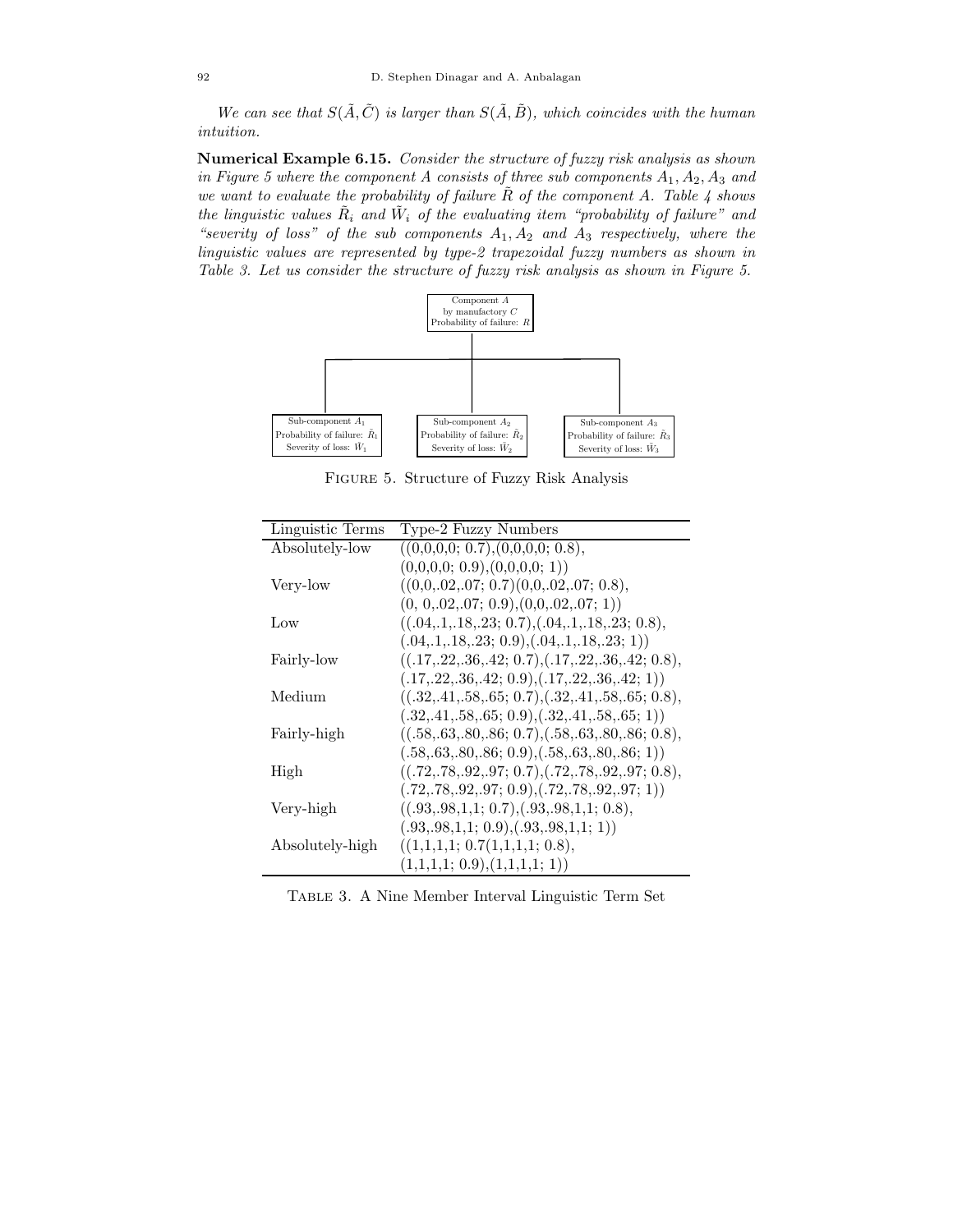*We can see that $S(\tilde{A}, \tilde{C})$ is larger than $S(\tilde{A}, \tilde{B})$, which coincides with the human intuition.*

**Numerical Example 6.15.** *Consider the structure of fuzzy risk analysis as shown in Figure 5 where the component A consists of three sub components $A_1, A_2, A_3$ and we want to evaluate the probability of failure $\tilde{R}$ of the component A. Table 4 shows the linguistic values $\tilde{R}_i$ and $\tilde{W}_i$ of the evaluating item "probability of failure" and "severity of loss" of the sub components $A_1, A_2$ and $A_3$ respectively, where the linguistic values are represented by type-2 trapezoidal fuzzy numbers as shown in Table 3. Let us consider the structure of fuzzy risk analysis as shown in Figure 5.*

Component $A$
by manufactory $C$
Probability of failure: $R$

Sub-component $A_1$
Probability of failure: $\tilde{R}_1$
Severity of loss: $\tilde{W}_1$

Sub-component $A_2$
Probability of failure: $\tilde{R}_2$
Severity of loss: $\tilde{W}_2$

Sub-component $A_3$
Probability of failure: $\tilde{R}_3$
Severity of loss: $\tilde{W}_3$

Figure 5. Structure of Fuzzy Risk Analysis

| Linguistic Terms | Type-2 Fuzzy Numbers |
|---|---|
| Absolutely-low | ((0,0,0,0; 0.7),(0,0,0,0; 0.8), (0,0,0,0; 0.9),(0,0,0,0; 1)) |
| Very-low | ((0,0,.02,.07; 0.7)(0,0,.02,.07; 0.8), (0, 0,.02,.07; 0.9),(0,0,.02,.07; 1)) |
| Low | ((.04,.1,.18,.23; 0.7),(.04,.1,.18,.23; 0.8), (.04,.1,.18,.23; 0.9),(.04,.1,.18,.23; 1)) |
| Fairly-low | ((.17,.22,.36,.42; 0.7),(.17,.22,.36,.42; 0.8), (.17,.22,.36,.42; 0.9),(.17,.22,.36,.42; 1)) |
| Medium | ((.32,.41,.58,.65; 0.7),(.32,.41,.58,.65; 0.8), (.32,.41,.58,.65; 0.9),(.32,.41,.58,.65; 1)) |
| Fairly-high | ((.58,.63,.80,.86; 0.7),(.58,.63,.80,.86; 0.8), (.58,.63,.80,.86; 0.9),(.58,.63,.80,.86; 1)) |
| High | ((.72,.78,.92,.97; 0.7),(.72,.78,.92,.97; 0.8), (.72,.78,.92,.97; 0.9),(.72,.78,.92,.97; 1)) |
| Very-high | ((.93,.98,1,1; 0.7),(.93,.98,1,1; 0.8), (.93,.98,1,1; 0.9),(.93,.98,1,1; 1)) |
| Absolutely-high | ((1,1,1,1; 0.7(1,1,1,1; 0.8), (1,1,1,1; 0.9),(1,1,1,1; 1)) |

Table 3. A Nine Member Interval Linguistic Term Set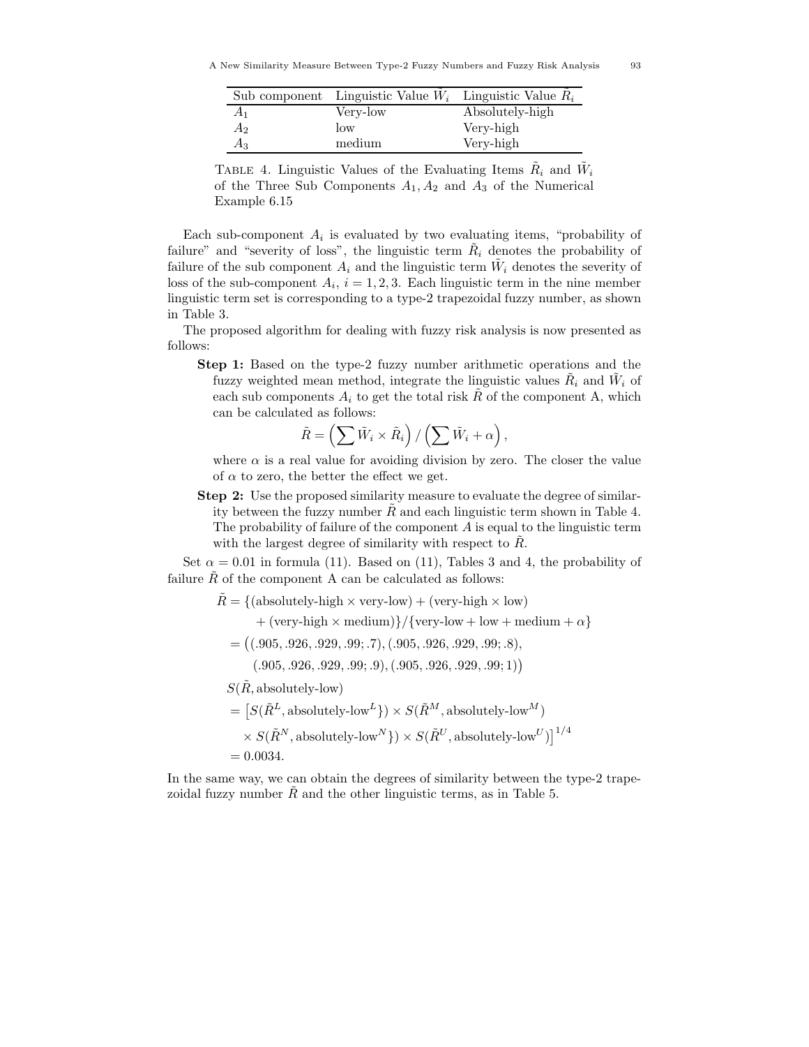| Sub component | Linguistic Value $\tilde{W}_i$ | Linguistic Value $\tilde{R}_i$ |
|---|---|---|
| $A_1$ | Very-low | Absolutely-high |
| $A_2$ | low | Very-high |
| $A_3$ | medium | Very-high |

TABLE 4. Linguistic Values of the Evaluating Items $\tilde{R}_i$ and $\tilde{W}_i$ of the Three Sub Components $A_1, A_2$ and $A_3$ of the Numerical Example 6.15

Each sub-component $A_i$ is evaluated by two evaluating items, "probability of failure" and "severity of loss", the linguistic term $\tilde{R}_i$ denotes the probability of failure of the sub component $A_i$ and the linguistic term $\tilde{W}_i$ denotes the severity of loss of the sub-component $A_i$, $i = 1, 2, 3$. Each linguistic term in the nine member linguistic term set is corresponding to a type-2 trapezoidal fuzzy number, as shown in Table 3.

The proposed algorithm for dealing with fuzzy risk analysis is now presented as follows:

**Step 1:** Based on the type-2 fuzzy number arithmetic operations and the fuzzy weighted mean method, integrate the linguistic values $\tilde{R}_i$ and $\tilde{W}_i$ of each sub components $A_i$ to get the total risk $\tilde{R}$ of the component A, which can be calculated as follows:

$$\tilde{R} = \left(\sum \tilde{W}_i \times \tilde{R}_i\right) / \left(\sum \tilde{W}_i + \alpha\right),$$

where $\alpha$ is a real value for avoiding division by zero. The closer the value of $\alpha$ to zero, the better the effect we get.

**Step 2:** Use the proposed similarity measure to evaluate the degree of similarity between the fuzzy number $\tilde{R}$ and each linguistic term shown in Table 4. The probability of failure of the component $A$ is equal to the linguistic term with the largest degree of similarity with respect to $\tilde{R}$.

Set $\alpha = 0.01$ in formula (11). Based on (11), Tables 3 and 4, the probability of failure $\tilde{R}$ of the component A can be calculated as follows:

$$\begin{aligned}
\tilde{R} &= \{(\text{absolutely-high} \times \text{very-low}) + (\text{very-high} \times \text{low}) \\
&\quad + (\text{very-high} \times \text{medium})\}/\{\text{very-low} + \text{low} + \text{medium} + \alpha\} \\
&= \big((.905, .926, .929, .99; .7), (.905, .926, .929, .99; .8), \\
&\quad (.905, .926, .929, .99; .9), (.905, .926, .929, .99; 1)\big) \\
&S(\tilde{R}, \text{absolutely-low}) \\
&= \big[S(\tilde{R}^L, \text{absolutely-low}^L\}) \times S(\tilde{R}^M, \text{absolutely-low}^M) \\
&\quad \times S(\tilde{R}^N, \text{absolutely-low}^N\}) \times S(\tilde{R}^U, \text{absolutely-low}^U)\big]^{1/4} \\
&= 0.0034.
\end{aligned}$$

In the same way, we can obtain the degrees of similarity between the type-2 trapezoidal fuzzy number $\tilde{R}$ and the other linguistic terms, as in Table 5.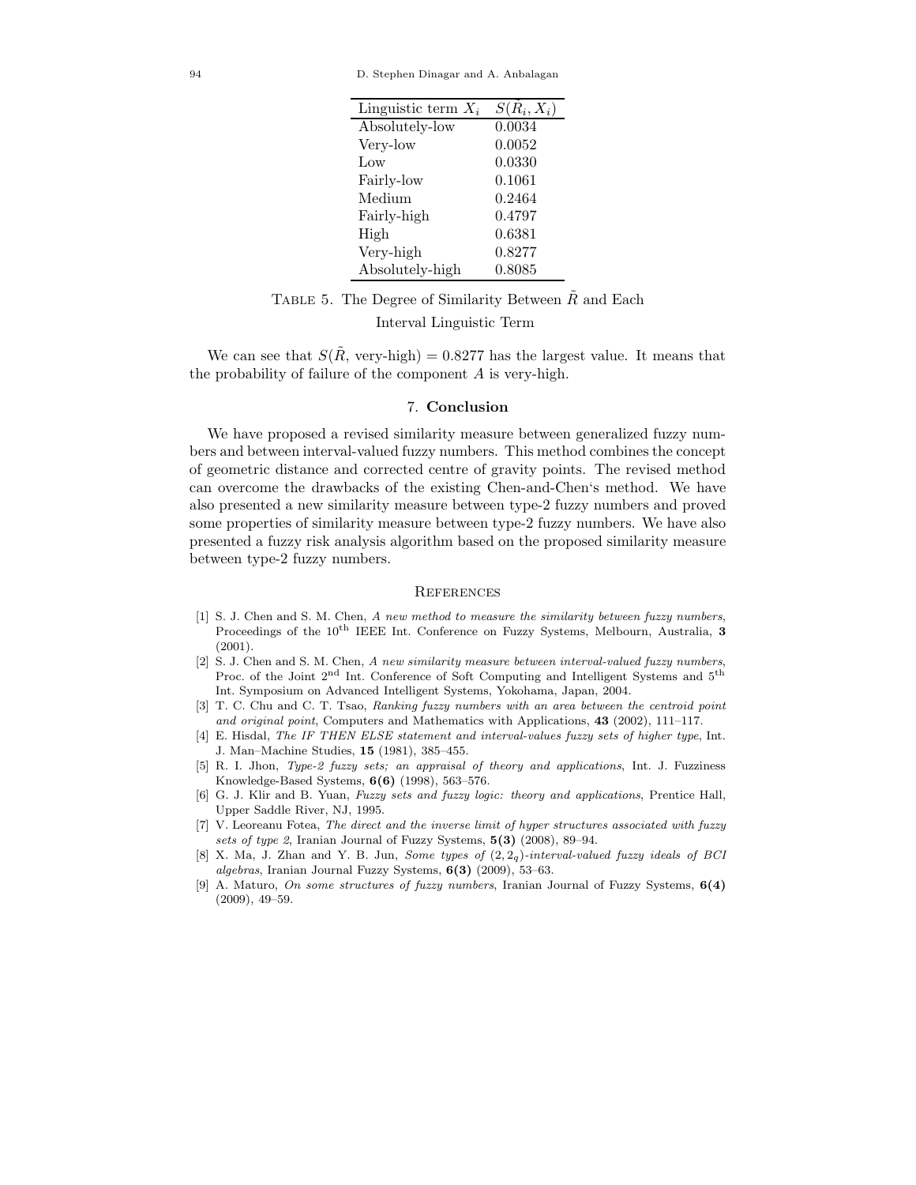| Linguistic term $X_i$ | $S(\tilde{R}_i, X_i)$ |
|---|---|
| Absolutely-low | 0.0034 |
| Very-low | 0.0052 |
| Low | 0.0330 |
| Fairly-low | 0.1061 |
| Medium | 0.2464 |
| Fairly-high | 0.4797 |
| High | 0.6381 |
| Very-high | 0.8277 |
| Absolutely-high | 0.8085 |

TABLE 5. The Degree of Similarity Between $\tilde{R}$ and Each Interval Linguistic Term

We can see that $S(\tilde{R}, \text{very-high}) = 0.8277$ has the largest value. It means that the probability of failure of the component $A$ is very-high.

## 7. Conclusion

We have proposed a revised similarity measure between generalized fuzzy numbers and between interval-valued fuzzy numbers. This method combines the concept of geometric distance and corrected centre of gravity points. The revised method can overcome the drawbacks of the existing Chen-and-Chen's method. We have also presented a new similarity measure between type-2 fuzzy numbers and proved some properties of similarity measure between type-2 fuzzy numbers. We have also presented a fuzzy risk analysis algorithm based on the proposed similarity measure between type-2 fuzzy numbers.

## References

[1] S. J. Chen and S. M. Chen, *A new method to measure the similarity between fuzzy numbers*, Proceedings of the 10th IEEE Int. Conference on Fuzzy Systems, Melbourne, Australia, **3** (2001).

[2] S. J. Chen and S. M. Chen, *A new similarity measure between interval-valued fuzzy numbers*, Proc. of the Joint 2nd Int. Conference of Soft Computing and Intelligent Systems and 5th Int. Symposium on Advanced Intelligent Systems, Yokohama, Japan, 2004.

[3] T. C. Chu and C. T. Tsao, *Ranking fuzzy numbers with an area between the centroid point and original point*, Computers and Mathematics with Applications, **43** (2002), 111–117.

[4] E. Hisdal, *The IF THEN ELSE statement and interval-values fuzzy sets of higher type*, Int. J. Man–Machine Studies, **15** (1981), 385–455.

[5] R. I. Jhon, *Type-2 fuzzy sets; an appraisal of theory and applications*, Int. J. Fuzziness Knowledge-Based Systems, **6(6)** (1998), 563–576.

[6] G. J. Klir and B. Yuan, *Fuzzy sets and fuzzy logic: theory and applications*, Prentice Hall, Upper Saddle River, NJ, 1995.

[7] V. Leoreanu Fotea, *The direct and the inverse limit of hyper structures associated with fuzzy sets of type 2*, Iranian Journal of Fuzzy Systems, **5(3)** (2008), 89–94.

[8] X. Ma, J. Zhan and Y. B. Jun, *Some types of $(2, 2_q)$-interval-valued fuzzy ideals of BCI algebras*, Iranian Journal Fuzzy Systems, **6(3)** (2009), 53–63.

[9] A. Maturo, *On some structures of fuzzy numbers*, Iranian Journal of Fuzzy Systems, **6(4)** (2009), 49–59.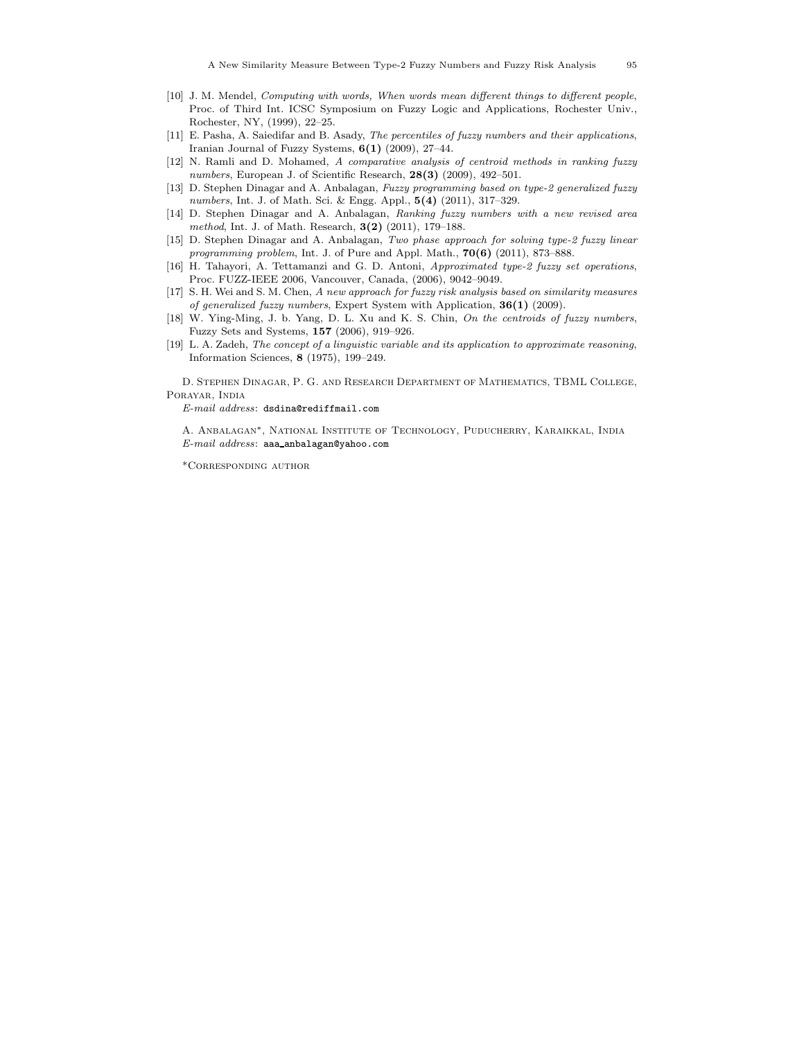[10] J. M. Mendel, *Computing with words, When words mean different things to different people*, Proc. of Third Int. ICSC Symposium on Fuzzy Logic and Applications, Rochester Univ., Rochester, NY, (1999), 22–25.

[11] E. Pasha, A. Saiedifar and B. Asady, *The percentiles of fuzzy numbers and their applications*, Iranian Journal of Fuzzy Systems, **6(1)** (2009), 27–44.

[12] N. Ramli and D. Mohamed, *A comparative analysis of centroid methods in ranking fuzzy numbers*, European J. of Scientific Research, **28(3)** (2009), 492–501.

[13] D. Stephen Dinagar and A. Anbalagan, *Fuzzy programming based on type-2 generalized fuzzy numbers*, Int. J. of Math. Sci. & Engg. Appl., **5(4)** (2011), 317–329.

[14] D. Stephen Dinagar and A. Anbalagan, *Ranking fuzzy numbers with a new revised area method*, Int. J. of Math. Research, **3(2)** (2011), 179–188.

[15] D. Stephen Dinagar and A. Anbalagan, *Two phase approach for solving type-2 fuzzy linear programming problem*, Int. J. of Pure and Appl. Math., **70(6)** (2011), 873–888.

[16] H. Tahayori, A. Tettamanzi and G. D. Antoni, *Approximated type-2 fuzzy set operations*, Proc. FUZZ-IEEE 2006, Vancouver, Canada, (2006), 9042–9049.

[17] S. H. Wei and S. M. Chen, *A new approach for fuzzy risk analysis based on similarity measures of generalized fuzzy numbers*, Expert System with Application, **36(1)** (2009).

[18] W. Ying-Ming, J. b. Yang, D. L. Xu and K. S. Chin, *On the centroids of fuzzy numbers*, Fuzzy Sets and Systems, **157** (2006), 919–926.

[19] L. A. Zadeh, *The concept of a linguistic variable and its application to approximate reasoning*, Information Sciences, **8** (1975), 199–249.

D. Stephen Dinagar, P. G. and Research Department of Mathematics, TBML College, Porayar, India

*E-mail address*: dsdina@rediffmail.com

A. Anbalagan*, National Institute of Technology, Puducherry, Karaikkal, India

*E-mail address*: aaa_anbalagan@yahoo.com

*Corresponding author